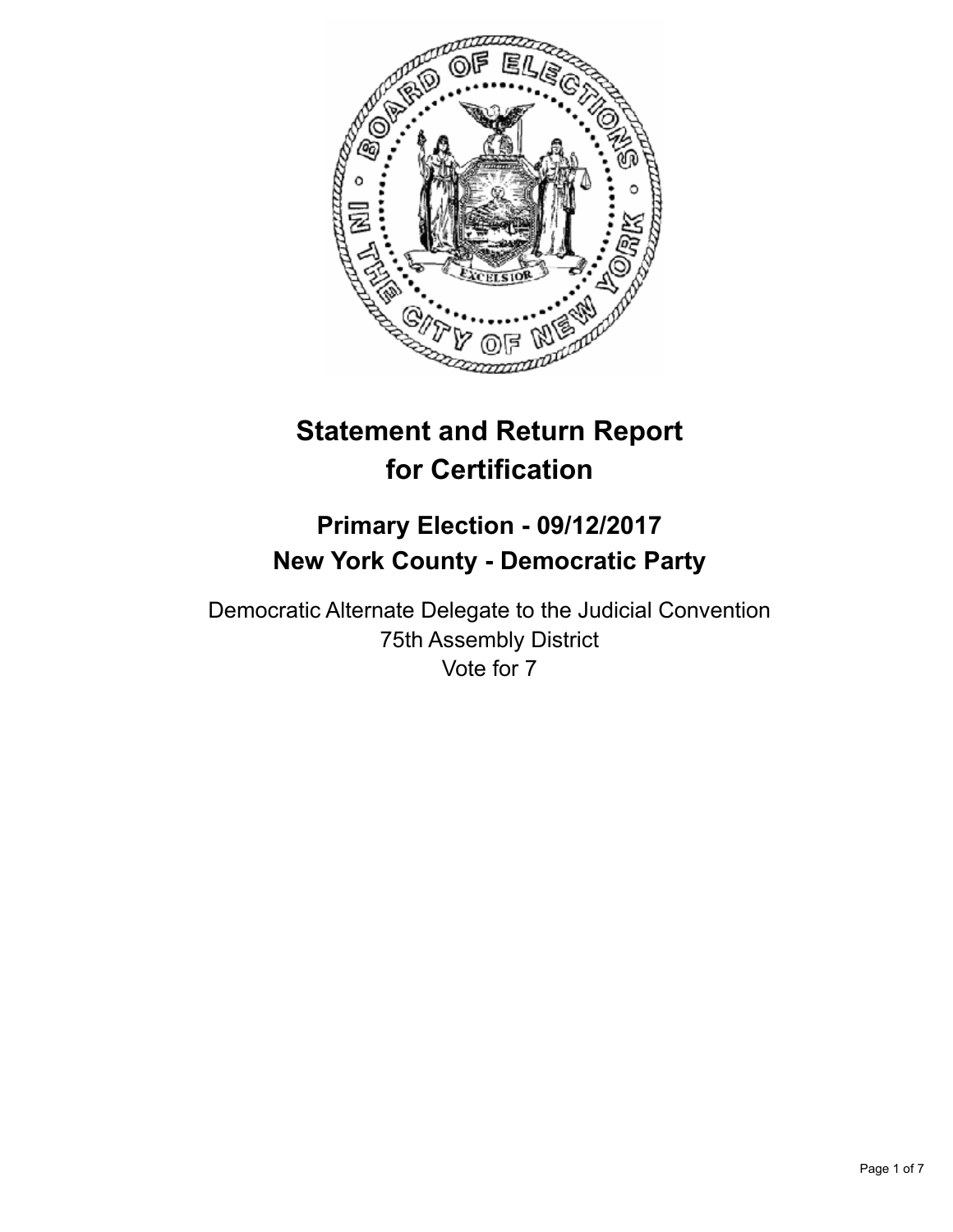# Statement and Return Report for Certification

## Primary Election - 09/12/2017
## New York County - Democratic Party

Democratic Alternate Delegate to the Judicial Convention
75th Assembly District
Vote for 7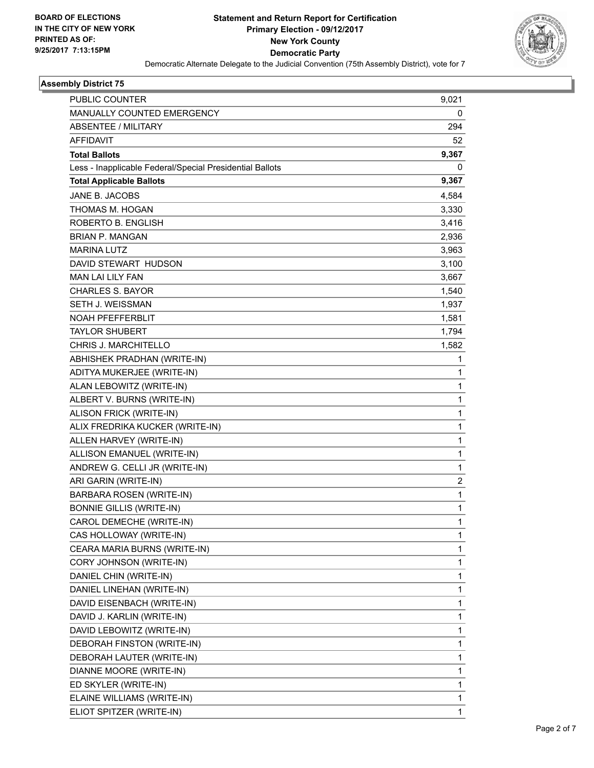BOARD OF ELECTIONS
IN THE CITY OF NEW YORK
PRINTED AS OF:
9/25/2017 7:13:15PM

# Statement and Return Report for Certification
## Primary Election - 09/12/2017
## New York County
## Democratic Party

Democratic Alternate Delegate to the Judicial Convention (75th Assembly District), vote for 7

### Assembly District 75

| | |
|---|---|
| PUBLIC COUNTER | 9,021 |
| MANUALLY COUNTED EMERGENCY | 0 |
| ABSENTEE / MILITARY | 294 |
| AFFIDAVIT | 52 |
| **Total Ballots** | **9,367** |
| Less - Inapplicable Federal/Special Presidential Ballots | 0 |
| **Total Applicable Ballots** | **9,367** |
| JANE B. JACOBS | 4,584 |
| THOMAS M. HOGAN | 3,330 |
| ROBERTO B. ENGLISH | 3,416 |
| BRIAN P. MANGAN | 2,936 |
| MARINA LUTZ | 3,963 |
| DAVID STEWART HUDSON | 3,100 |
| MAN LAI LILY FAN | 3,667 |
| CHARLES S. BAYOR | 1,540 |
| SETH J. WEISSMAN | 1,937 |
| NOAH PFEFFERBLIT | 1,581 |
| TAYLOR SHUBERT | 1,794 |
| CHRIS J. MARCHITELLO | 1,582 |
| ABHISHEK PRADHAN (WRITE-IN) | 1 |
| ADITYA MUKERJEE (WRITE-IN) | 1 |
| ALAN LEBOWITZ (WRITE-IN) | 1 |
| ALBERT V. BURNS (WRITE-IN) | 1 |
| ALISON FRICK (WRITE-IN) | 1 |
| ALIX FREDRIKA KUCKER (WRITE-IN) | 1 |
| ALLEN HARVEY (WRITE-IN) | 1 |
| ALLISON EMANUEL (WRITE-IN) | 1 |
| ANDREW G. CELLI JR (WRITE-IN) | 1 |
| ARI GARIN (WRITE-IN) | 2 |
| BARBARA ROSEN (WRITE-IN) | 1 |
| BONNIE GILLIS (WRITE-IN) | 1 |
| CAROL DEMECHE (WRITE-IN) | 1 |
| CAS HOLLOWAY (WRITE-IN) | 1 |
| CEARA MARIA BURNS (WRITE-IN) | 1 |
| CORY JOHNSON (WRITE-IN) | 1 |
| DANIEL CHIN (WRITE-IN) | 1 |
| DANIEL LINEHAN (WRITE-IN) | 1 |
| DAVID EISENBACH (WRITE-IN) | 1 |
| DAVID J. KARLIN (WRITE-IN) | 1 |
| DAVID LEBOWITZ (WRITE-IN) | 1 |
| DEBORAH FINSTON (WRITE-IN) | 1 |
| DEBORAH LAUTER (WRITE-IN) | 1 |
| DIANNE MOORE (WRITE-IN) | 1 |
| ED SKYLER (WRITE-IN) | 1 |
| ELAINE WILLIAMS (WRITE-IN) | 1 |
| ELIOT SPITZER (WRITE-IN) | 1 |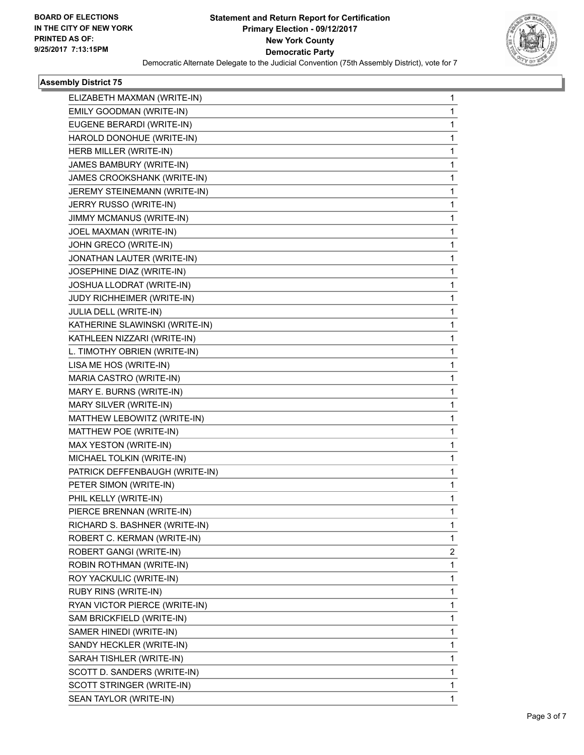**BOARD OF ELECTIONS IN THE CITY OF NEW YORK PRINTED AS OF: 9/25/2017 7:13:15PM**

# Statement and Return Report for Certification
## Primary Election - 09/12/2017
## New York County
## Democratic Party

Democratic Alternate Delegate to the Judicial Convention (75th Assembly District), vote for 7

### Assembly District 75

| | |
|---|---|
| ELIZABETH MAXMAN (WRITE-IN) | 1 |
| EMILY GOODMAN (WRITE-IN) | 1 |
| EUGENE BERARDI (WRITE-IN) | 1 |
| HAROLD DONOHUE (WRITE-IN) | 1 |
| HERB MILLER (WRITE-IN) | 1 |
| JAMES BAMBURY (WRITE-IN) | 1 |
| JAMES CROOKSHANK (WRITE-IN) | 1 |
| JEREMY STEINEMANN (WRITE-IN) | 1 |
| JERRY RUSSO (WRITE-IN) | 1 |
| JIMMY MCMANUS (WRITE-IN) | 1 |
| JOEL MAXMAN (WRITE-IN) | 1 |
| JOHN GRECO (WRITE-IN) | 1 |
| JONATHAN LAUTER (WRITE-IN) | 1 |
| JOSEPHINE DIAZ (WRITE-IN) | 1 |
| JOSHUA LLODRAT (WRITE-IN) | 1 |
| JUDY RICHHEIMER (WRITE-IN) | 1 |
| JULIA DELL (WRITE-IN) | 1 |
| KATHERINE SLAWINSKI (WRITE-IN) | 1 |
| KATHLEEN NIZZARI (WRITE-IN) | 1 |
| L. TIMOTHY OBRIEN (WRITE-IN) | 1 |
| LISA ME HOS (WRITE-IN) | 1 |
| MARIA CASTRO (WRITE-IN) | 1 |
| MARY E. BURNS (WRITE-IN) | 1 |
| MARY SILVER (WRITE-IN) | 1 |
| MATTHEW LEBOWITZ (WRITE-IN) | 1 |
| MATTHEW POE (WRITE-IN) | 1 |
| MAX YESTON (WRITE-IN) | 1 |
| MICHAEL TOLKIN (WRITE-IN) | 1 |
| PATRICK DEFFENBAUGH (WRITE-IN) | 1 |
| PETER SIMON (WRITE-IN) | 1 |
| PHIL KELLY (WRITE-IN) | 1 |
| PIERCE BRENNAN (WRITE-IN) | 1 |
| RICHARD S. BASHNER (WRITE-IN) | 1 |
| ROBERT C. KERMAN (WRITE-IN) | 1 |
| ROBERT GANGI (WRITE-IN) | 2 |
| ROBIN ROTHMAN (WRITE-IN) | 1 |
| ROY YACKULIC (WRITE-IN) | 1 |
| RUBY RINS (WRITE-IN) | 1 |
| RYAN VICTOR PIERCE (WRITE-IN) | 1 |
| SAM BRICKFIELD (WRITE-IN) | 1 |
| SAMER HINEDI (WRITE-IN) | 1 |
| SANDY HECKLER (WRITE-IN) | 1 |
| SARAH TISHLER (WRITE-IN) | 1 |
| SCOTT D. SANDERS (WRITE-IN) | 1 |
| SCOTT STRINGER (WRITE-IN) | 1 |
| SEAN TAYLOR (WRITE-IN) | 1 |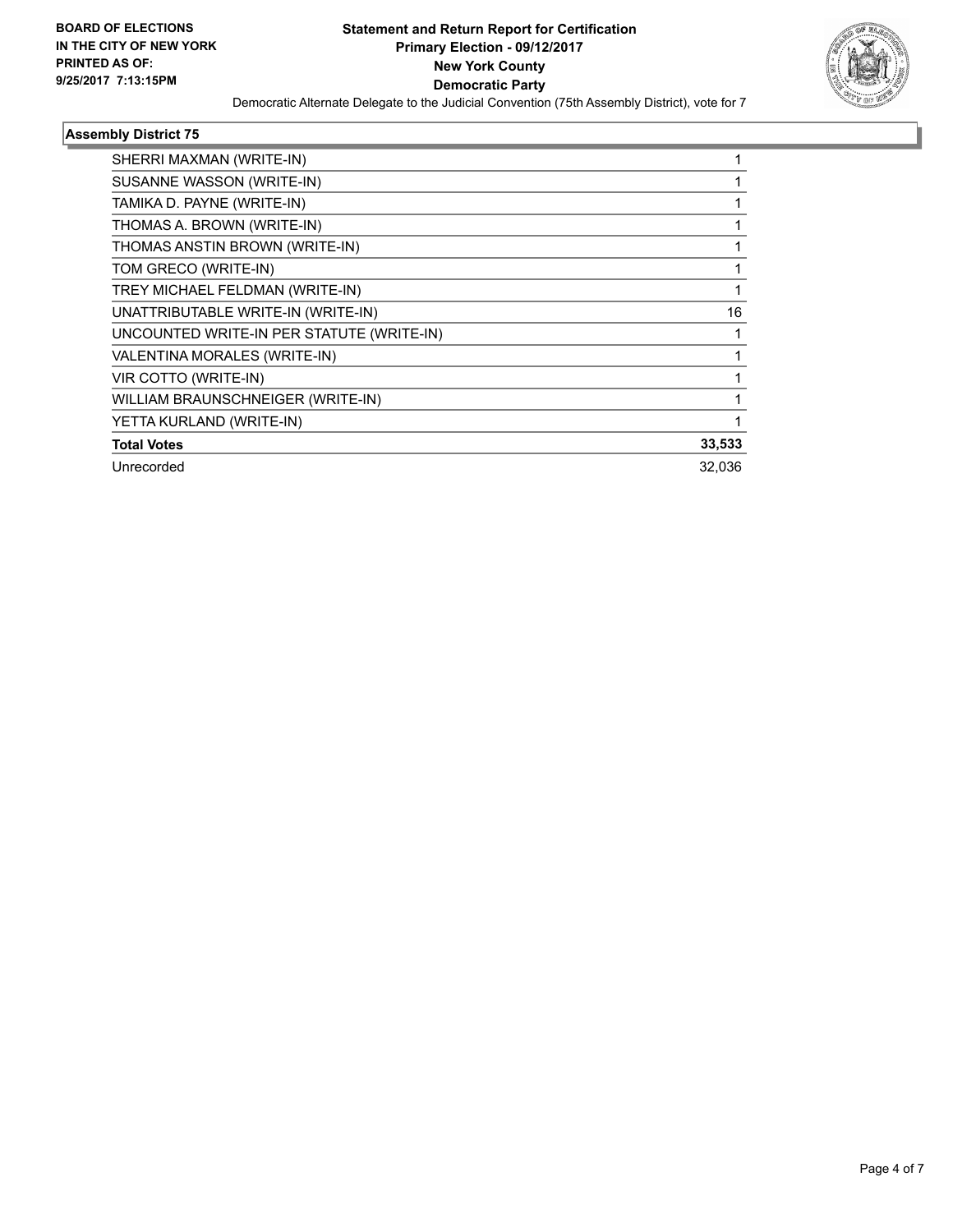**BOARD OF ELECTIONS IN THE CITY OF NEW YORK PRINTED AS OF: 9/25/2017 7:13:15PM**

# Statement and Return Report for Certification
## Primary Election - 09/12/2017
## New York County
## Democratic Party

Democratic Alternate Delegate to the Judicial Convention (75th Assembly District), vote for 7

### Assembly District 75

| | |
|---|---|
| SHERRI MAXMAN (WRITE-IN) | 1 |
| SUSANNE WASSON (WRITE-IN) | 1 |
| TAMIKA D. PAYNE (WRITE-IN) | 1 |
| THOMAS A. BROWN (WRITE-IN) | 1 |
| THOMAS ANSTIN BROWN (WRITE-IN) | 1 |
| TOM GRECO (WRITE-IN) | 1 |
| TREY MICHAEL FELDMAN (WRITE-IN) | 1 |
| UNATTRIBUTABLE WRITE-IN (WRITE-IN) | 16 |
| UNCOUNTED WRITE-IN PER STATUTE (WRITE-IN) | 1 |
| VALENTINA MORALES (WRITE-IN) | 1 |
| VIR COTTO (WRITE-IN) | 1 |
| WILLIAM BRAUNSCHNEIGER (WRITE-IN) | 1 |
| YETTA KURLAND (WRITE-IN) | 1 |
| **Total Votes** | **33,533** |
| Unrecorded | 32,036 |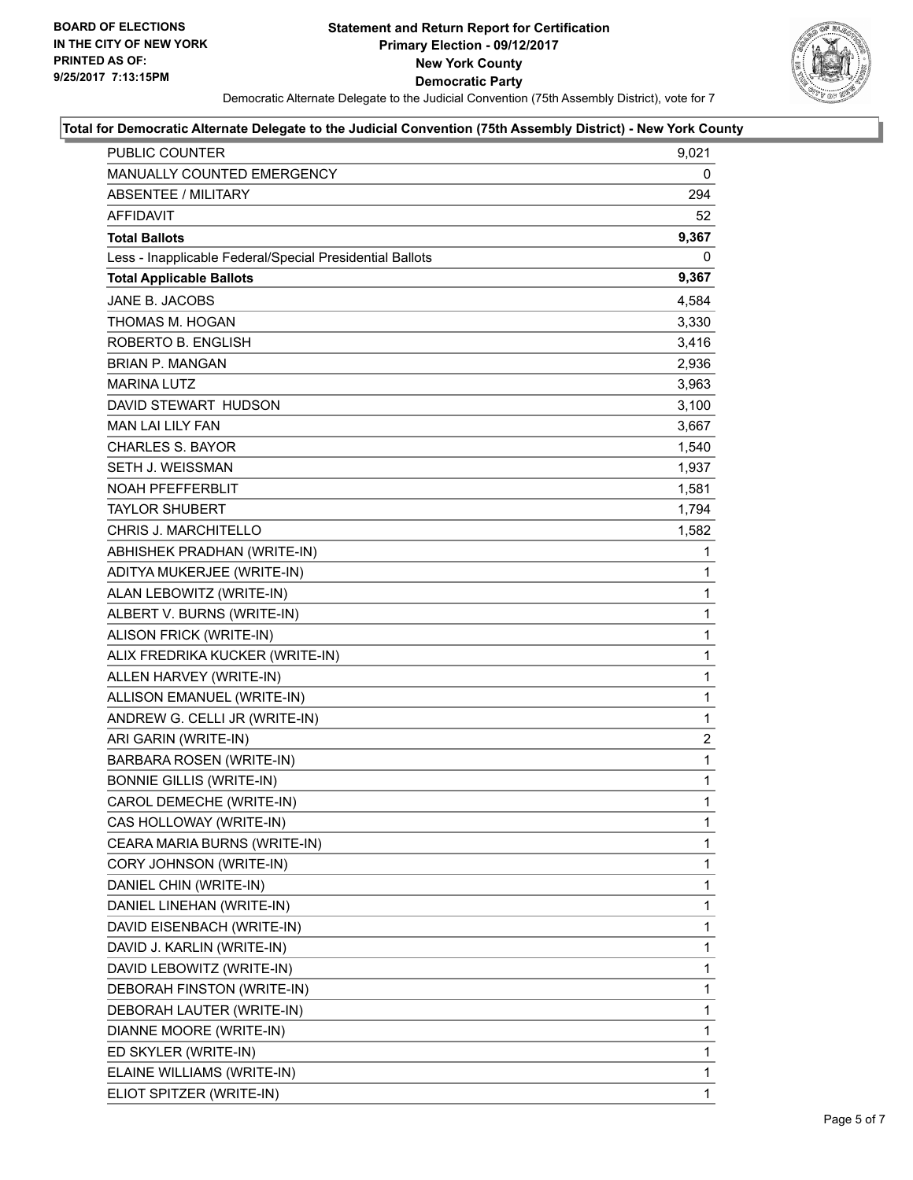BOARD OF ELECTIONS
IN THE CITY OF NEW YORK
PRINTED AS OF:
9/25/2017 7:13:15PM

**Statement and Return Report for Certification**
**Primary Election - 09/12/2017**
**New York County**
**Democratic Party**
Democratic Alternate Delegate to the Judicial Convention (75th Assembly District), vote for 7

**Total for Democratic Alternate Delegate to the Judicial Convention (75th Assembly District) - New York County**

| | |
|---|---|
| PUBLIC COUNTER | 9,021 |
| MANUALLY COUNTED EMERGENCY | 0 |
| ABSENTEE / MILITARY | 294 |
| AFFIDAVIT | 52 |
| **Total Ballots** | **9,367** |
| Less - Inapplicable Federal/Special Presidential Ballots | 0 |
| **Total Applicable Ballots** | **9,367** |
| JANE B. JACOBS | 4,584 |
| THOMAS M. HOGAN | 3,330 |
| ROBERTO B. ENGLISH | 3,416 |
| BRIAN P. MANGAN | 2,936 |
| MARINA LUTZ | 3,963 |
| DAVID STEWART HUDSON | 3,100 |
| MAN LAI LILY FAN | 3,667 |
| CHARLES S. BAYOR | 1,540 |
| SETH J. WEISSMAN | 1,937 |
| NOAH PFEFFERBLIT | 1,581 |
| TAYLOR SHUBERT | 1,794 |
| CHRIS J. MARCHITELLO | 1,582 |
| ABHISHEK PRADHAN (WRITE-IN) | 1 |
| ADITYA MUKERJEE (WRITE-IN) | 1 |
| ALAN LEBOWITZ (WRITE-IN) | 1 |
| ALBERT V. BURNS (WRITE-IN) | 1 |
| ALISON FRICK (WRITE-IN) | 1 |
| ALIX FREDRIKA KUCKER (WRITE-IN) | 1 |
| ALLEN HARVEY (WRITE-IN) | 1 |
| ALLISON EMANUEL (WRITE-IN) | 1 |
| ANDREW G. CELLI JR (WRITE-IN) | 1 |
| ARI GARIN (WRITE-IN) | 2 |
| BARBARA ROSEN (WRITE-IN) | 1 |
| BONNIE GILLIS (WRITE-IN) | 1 |
| CAROL DEMECHE (WRITE-IN) | 1 |
| CAS HOLLOWAY (WRITE-IN) | 1 |
| CEARA MARIA BURNS (WRITE-IN) | 1 |
| CORY JOHNSON (WRITE-IN) | 1 |
| DANIEL CHIN (WRITE-IN) | 1 |
| DANIEL LINEHAN (WRITE-IN) | 1 |
| DAVID EISENBACH (WRITE-IN) | 1 |
| DAVID J. KARLIN (WRITE-IN) | 1 |
| DAVID LEBOWITZ (WRITE-IN) | 1 |
| DEBORAH FINSTON (WRITE-IN) | 1 |
| DEBORAH LAUTER (WRITE-IN) | 1 |
| DIANNE MOORE (WRITE-IN) | 1 |
| ED SKYLER (WRITE-IN) | 1 |
| ELAINE WILLIAMS (WRITE-IN) | 1 |
| ELIOT SPITZER (WRITE-IN) | 1 |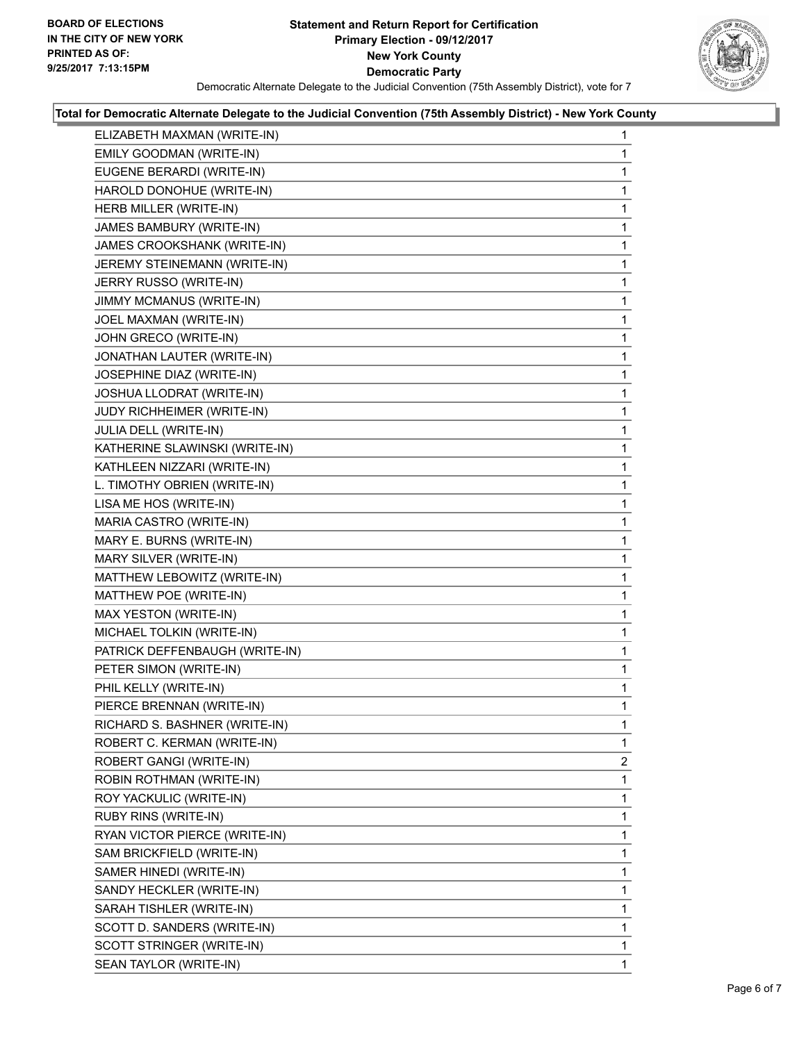**BOARD OF ELECTIONS IN THE CITY OF NEW YORK PRINTED AS OF: 9/25/2017 7:13:15PM**

# Statement and Return Report for Certification
## Primary Election - 09/12/2017
## New York County
## Democratic Party

Democratic Alternate Delegate to the Judicial Convention (75th Assembly District), vote for 7

**Total for Democratic Alternate Delegate to the Judicial Convention (75th Assembly District) - New York County**

| | |
|---|---|
| ELIZABETH MAXMAN (WRITE-IN) | 1 |
| EMILY GOODMAN (WRITE-IN) | 1 |
| EUGENE BERARDI (WRITE-IN) | 1 |
| HAROLD DONOHUE (WRITE-IN) | 1 |
| HERB MILLER (WRITE-IN) | 1 |
| JAMES BAMBURY (WRITE-IN) | 1 |
| JAMES CROOKSHANK (WRITE-IN) | 1 |
| JEREMY STEINEMANN (WRITE-IN) | 1 |
| JERRY RUSSO (WRITE-IN) | 1 |
| JIMMY MCMANUS (WRITE-IN) | 1 |
| JOEL MAXMAN (WRITE-IN) | 1 |
| JOHN GRECO (WRITE-IN) | 1 |
| JONATHAN LAUTER (WRITE-IN) | 1 |
| JOSEPHINE DIAZ (WRITE-IN) | 1 |
| JOSHUA LLODRAT (WRITE-IN) | 1 |
| JUDY RICHHEIMER (WRITE-IN) | 1 |
| JULIA DELL (WRITE-IN) | 1 |
| KATHERINE SLAWINSKI (WRITE-IN) | 1 |
| KATHLEEN NIZZARI (WRITE-IN) | 1 |
| L. TIMOTHY OBRIEN (WRITE-IN) | 1 |
| LISA ME HOS (WRITE-IN) | 1 |
| MARIA CASTRO (WRITE-IN) | 1 |
| MARY E. BURNS (WRITE-IN) | 1 |
| MARY SILVER (WRITE-IN) | 1 |
| MATTHEW LEBOWITZ (WRITE-IN) | 1 |
| MATTHEW POE (WRITE-IN) | 1 |
| MAX YESTON (WRITE-IN) | 1 |
| MICHAEL TOLKIN (WRITE-IN) | 1 |
| PATRICK DEFFENBAUGH (WRITE-IN) | 1 |
| PETER SIMON (WRITE-IN) | 1 |
| PHIL KELLY (WRITE-IN) | 1 |
| PIERCE BRENNAN (WRITE-IN) | 1 |
| RICHARD S. BASHNER (WRITE-IN) | 1 |
| ROBERT C. KERMAN (WRITE-IN) | 1 |
| ROBERT GANGI (WRITE-IN) | 2 |
| ROBIN ROTHMAN (WRITE-IN) | 1 |
| ROY YACKULIC (WRITE-IN) | 1 |
| RUBY RINS (WRITE-IN) | 1 |
| RYAN VICTOR PIERCE (WRITE-IN) | 1 |
| SAM BRICKFIELD (WRITE-IN) | 1 |
| SAMER HINEDI (WRITE-IN) | 1 |
| SANDY HECKLER (WRITE-IN) | 1 |
| SARAH TISHLER (WRITE-IN) | 1 |
| SCOTT D. SANDERS (WRITE-IN) | 1 |
| SCOTT STRINGER (WRITE-IN) | 1 |
| SEAN TAYLOR (WRITE-IN) | 1 |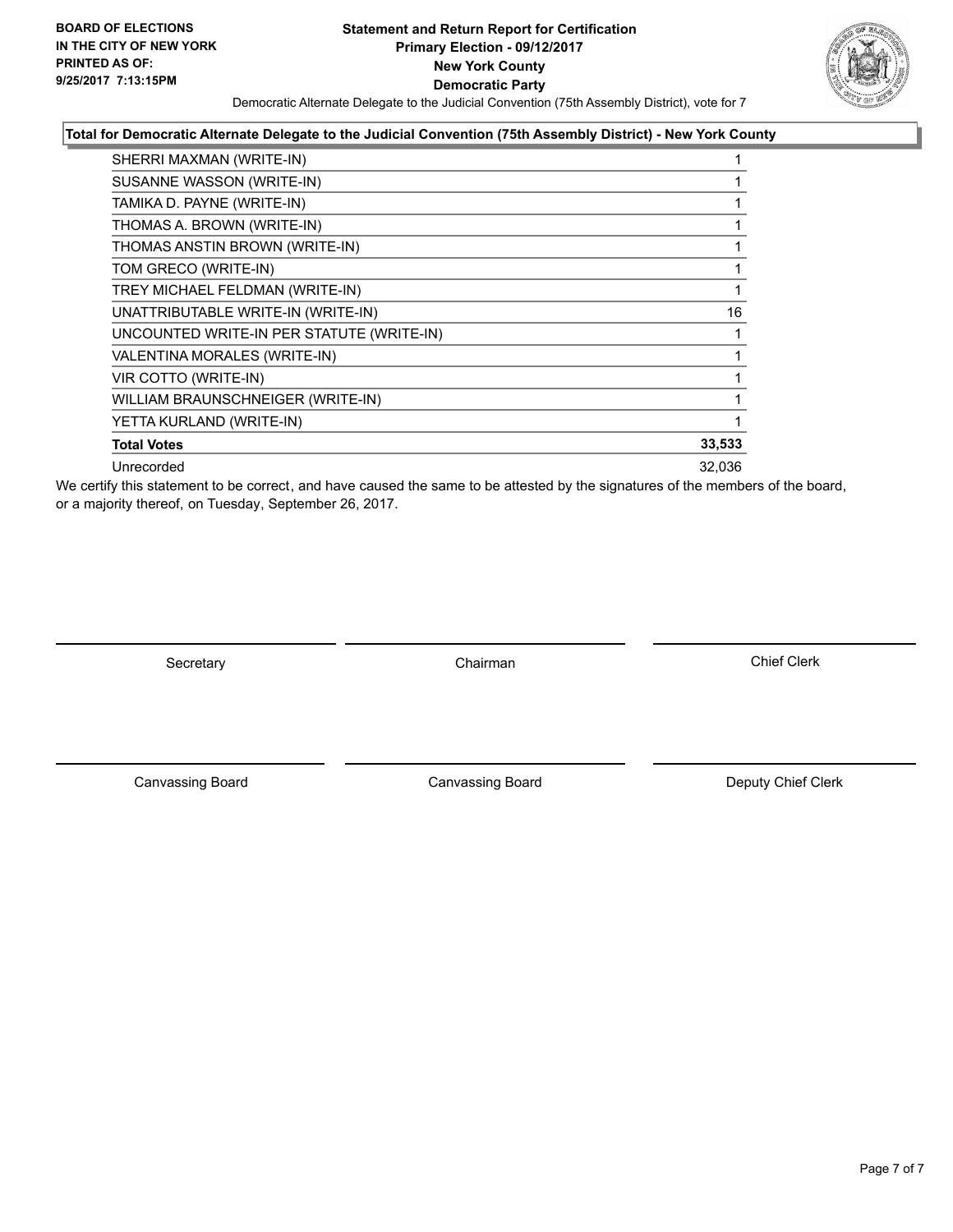**BOARD OF ELECTIONS IN THE CITY OF NEW YORK PRINTED AS OF: 9/25/2017 7:13:15PM**

**Statement and Return Report for Certification Primary Election - 09/12/2017 New York County Democratic Party**

Democratic Alternate Delegate to the Judicial Convention (75th Assembly District), vote for 7

**Total for Democratic Alternate Delegate to the Judicial Convention (75th Assembly District) - New York County**

| | |
|---|---|
| SHERRI MAXMAN (WRITE-IN) | 1 |
| SUSANNE WASSON (WRITE-IN) | 1 |
| TAMIKA D. PAYNE (WRITE-IN) | 1 |
| THOMAS A. BROWN (WRITE-IN) | 1 |
| THOMAS ANSTIN BROWN (WRITE-IN) | 1 |
| TOM GRECO (WRITE-IN) | 1 |
| TREY MICHAEL FELDMAN (WRITE-IN) | 1 |
| UNATTRIBUTABLE WRITE-IN (WRITE-IN) | 16 |
| UNCOUNTED WRITE-IN PER STATUTE (WRITE-IN) | 1 |
| VALENTINA MORALES (WRITE-IN) | 1 |
| VIR COTTO (WRITE-IN) | 1 |
| WILLIAM BRAUNSCHNEIGER (WRITE-IN) | 1 |
| YETTA KURLAND (WRITE-IN) | 1 |
| **Total Votes** | **33,533** |
| Unrecorded | 32,036 |

We certify this statement to be correct, and have caused the same to be attested by the signatures of the members of the board, or a majority thereof, on Tuesday, September 26, 2017.

Secretary

Chairman

Chief Clerk

Canvassing Board

Canvassing Board

Deputy Chief Clerk